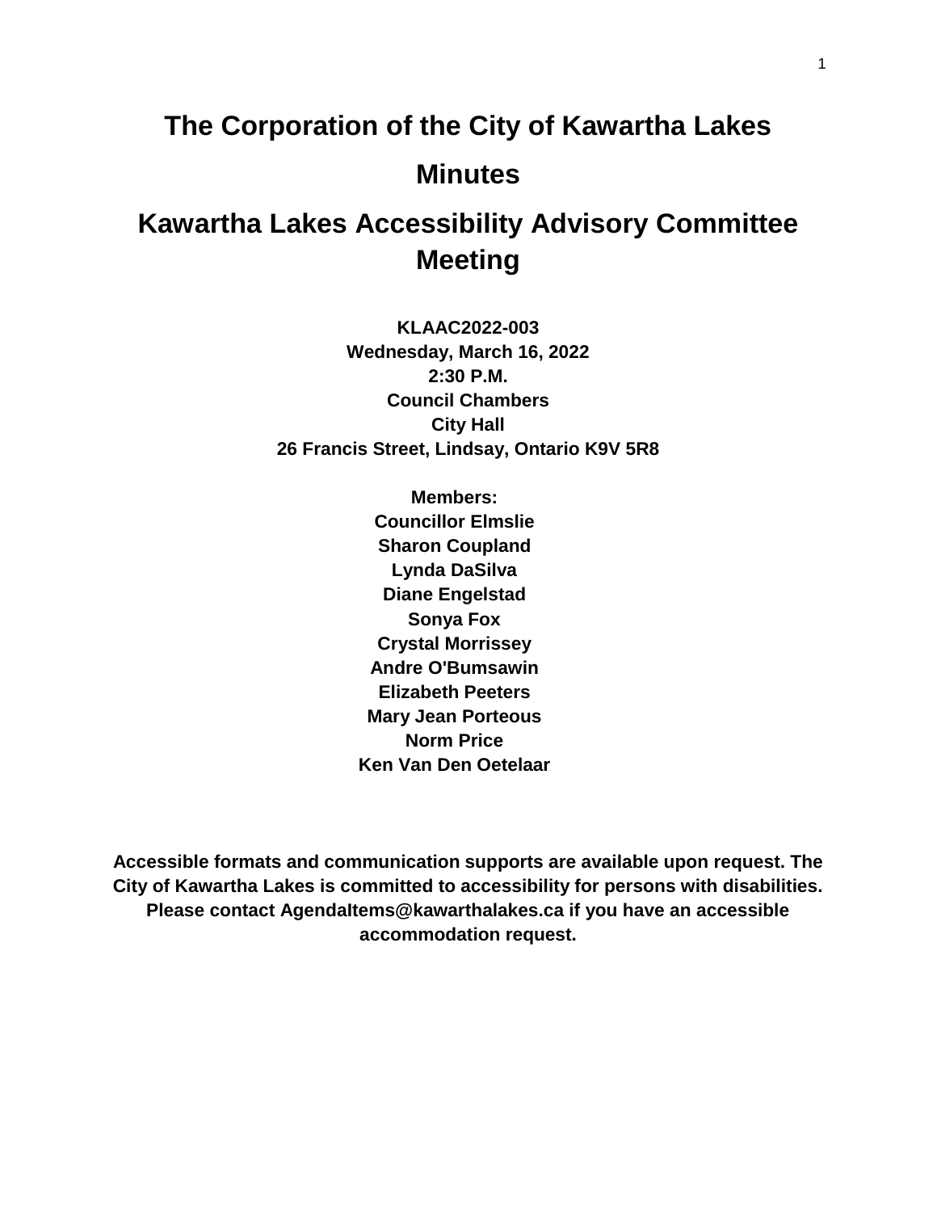# The Corporation of the City of Kawartha Lakes

# Minutes

# Kawartha Lakes Accessibility Advisory Committee Meeting

**KLAAC2022-003**
**Wednesday, March 16, 2022**
**2:30 P.M.**
**Council Chambers**
**City Hall**
**26 Francis Street, Lindsay, Ontario K9V 5R8**

**Members:**
**Councillor Elmslie**
**Sharon Coupland**
**Lynda DaSilva**
**Diane Engelstad**
**Sonya Fox**
**Crystal Morrissey**
**Andre O'Bumsawin**
**Elizabeth Peeters**
**Mary Jean Porteous**
**Norm Price**
**Ken Van Den Oetelaar**

**Accessible formats and communication supports are available upon request. The City of Kawartha Lakes is committed to accessibility for persons with disabilities. Please contact AgendaItems@kawarthalakes.ca if you have an accessible accommodation request.**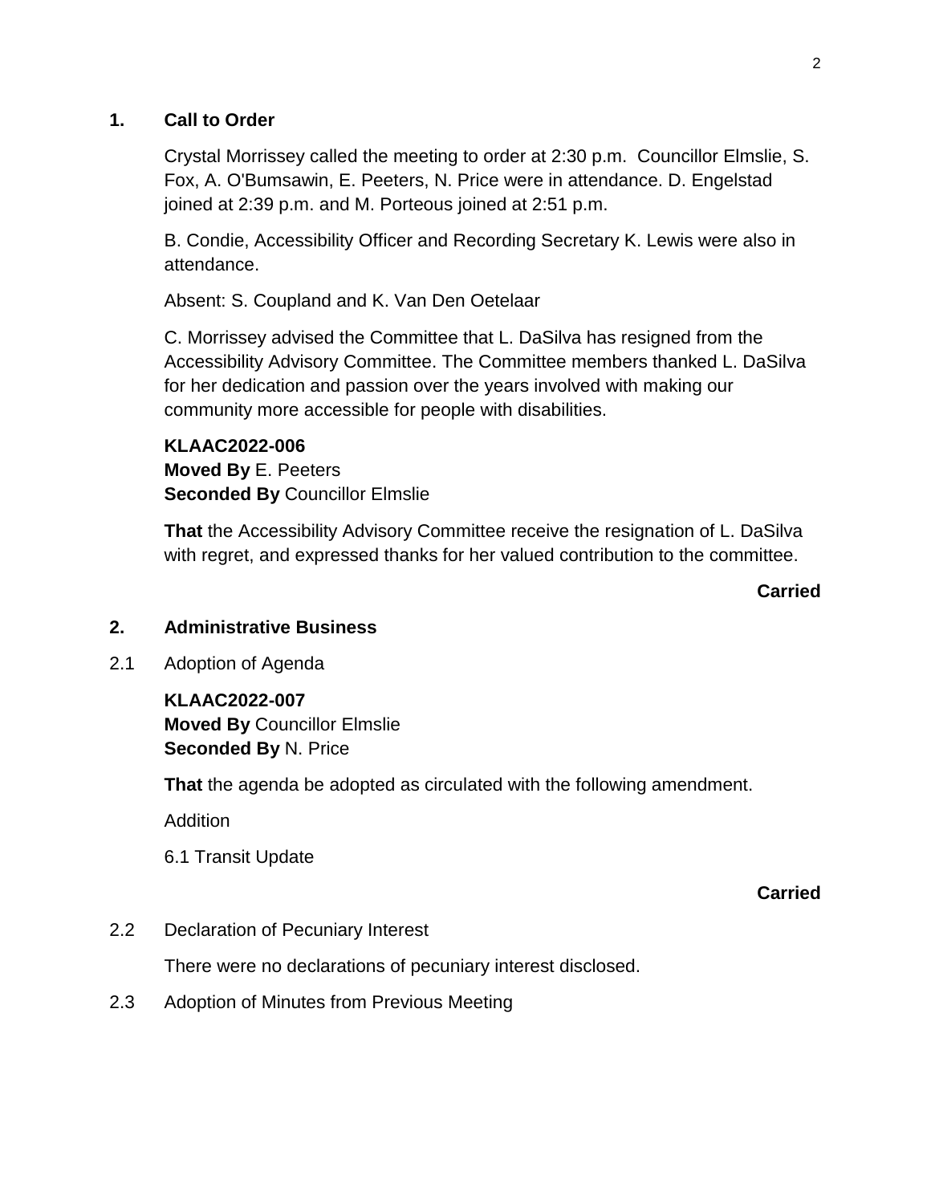## 1. Call to Order

Crystal Morrissey called the meeting to order at 2:30 p.m. Councillor Elmslie, S. Fox, A. O'Bumsawin, E. Peeters, N. Price were in attendance. D. Engelstad joined at 2:39 p.m. and M. Porteous joined at 2:51 p.m.

B. Condie, Accessibility Officer and Recording Secretary K. Lewis were also in attendance.

Absent: S. Coupland and K. Van Den Oetelaar

C. Morrissey advised the Committee that L. DaSilva has resigned from the Accessibility Advisory Committee. The Committee members thanked L. DaSilva for her dedication and passion over the years involved with making our community more accessible for people with disabilities.

**KLAAC2022-006**
**Moved By** E. Peeters
**Seconded By** Councillor Elmslie

**That** the Accessibility Advisory Committee receive the resignation of L. DaSilva with regret, and expressed thanks for her valued contribution to the committee.

**Carried**

## 2. Administrative Business

2.1 Adoption of Agenda

**KLAAC2022-007**
**Moved By** Councillor Elmslie
**Seconded By** N. Price

**That** the agenda be adopted as circulated with the following amendment.

Addition

6.1 Transit Update

**Carried**

2.2 Declaration of Pecuniary Interest

There were no declarations of pecuniary interest disclosed.

2.3 Adoption of Minutes from Previous Meeting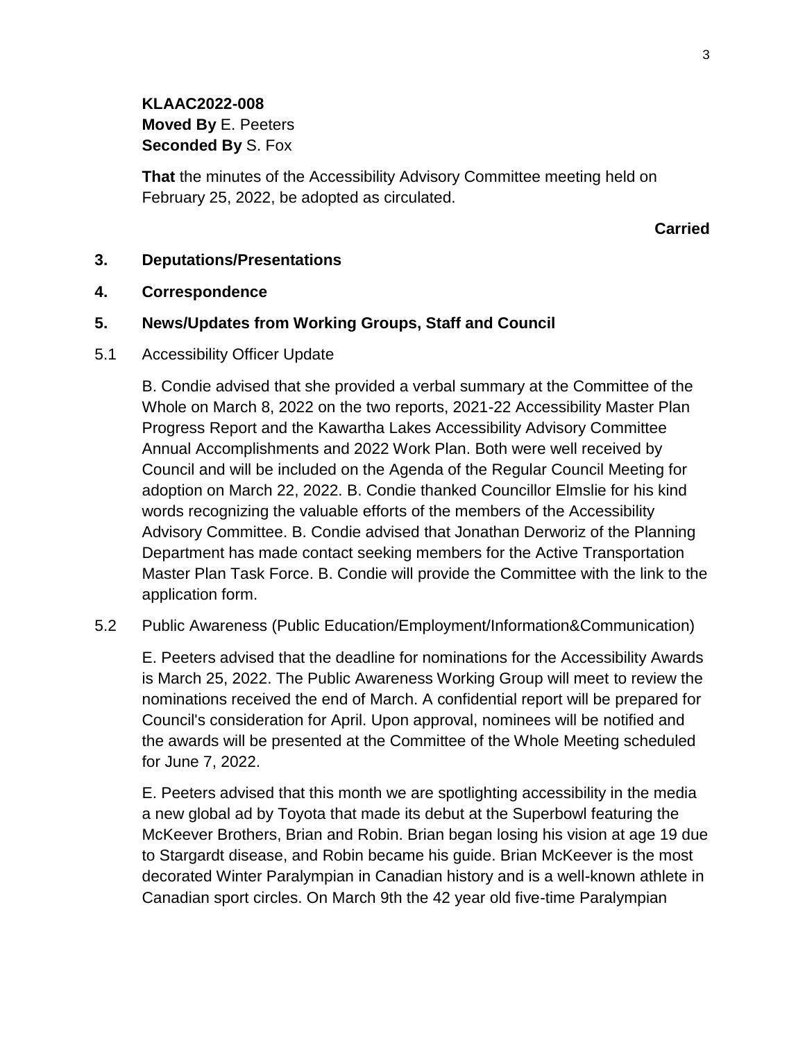**KLAAC2022-008**
**Moved By** E. Peeters
**Seconded By** S. Fox

**That** the minutes of the Accessibility Advisory Committee meeting held on February 25, 2022, be adopted as circulated.

**Carried**

## 3. Deputations/Presentations

## 4. Correspondence

## 5. News/Updates from Working Groups, Staff and Council

5.1 Accessibility Officer Update

B. Condie advised that she provided a verbal summary at the Committee of the Whole on March 8, 2022 on the two reports, 2021-22 Accessibility Master Plan Progress Report and the Kawartha Lakes Accessibility Advisory Committee Annual Accomplishments and 2022 Work Plan. Both were well received by Council and will be included on the Agenda of the Regular Council Meeting for adoption on March 22, 2022. B. Condie thanked Councillor Elmslie for his kind words recognizing the valuable efforts of the members of the Accessibility Advisory Committee. B. Condie advised that Jonathan Derworiz of the Planning Department has made contact seeking members for the Active Transportation Master Plan Task Force. B. Condie will provide the Committee with the link to the application form.

5.2 Public Awareness (Public Education/Employment/Information&Communication)

E. Peeters advised that the deadline for nominations for the Accessibility Awards is March 25, 2022. The Public Awareness Working Group will meet to review the nominations received the end of March. A confidential report will be prepared for Council's consideration for April. Upon approval, nominees will be notified and the awards will be presented at the Committee of the Whole Meeting scheduled for June 7, 2022.

E. Peeters advised that this month we are spotlighting accessibility in the media a new global ad by Toyota that made its debut at the Superbowl featuring the McKeever Brothers, Brian and Robin. Brian began losing his vision at age 19 due to Stargardt disease, and Robin became his guide. Brian McKeever is the most decorated Winter Paralympian in Canadian history and is a well-known athlete in Canadian sport circles. On March 9th the 42 year old five-time Paralympian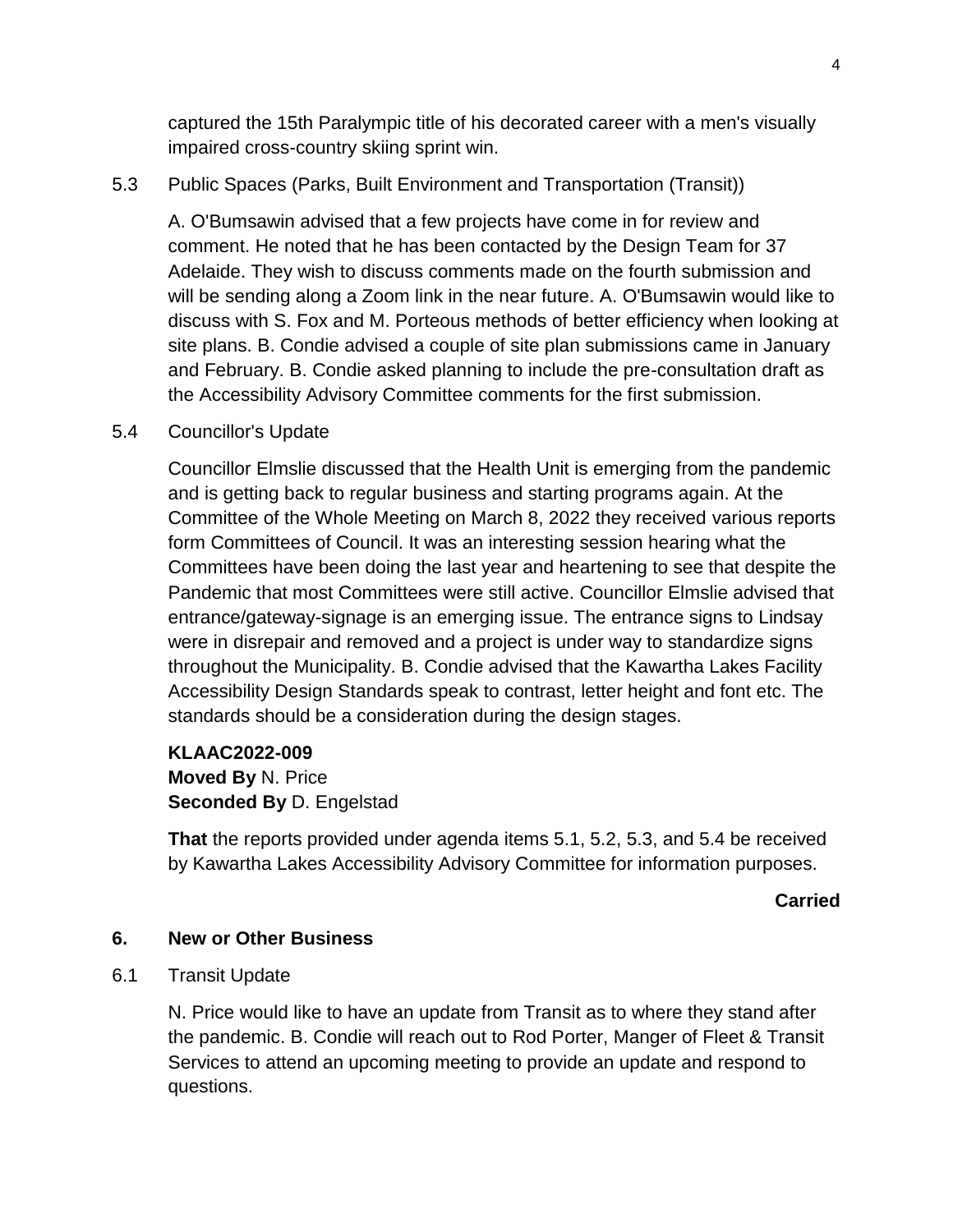captured the 15th Paralympic title of his decorated career with a men's visually impaired cross-country skiing sprint win.

5.3 Public Spaces (Parks, Built Environment and Transportation (Transit))

A. O'Bumsawin advised that a few projects have come in for review and comment. He noted that he has been contacted by the Design Team for 37 Adelaide. They wish to discuss comments made on the fourth submission and will be sending along a Zoom link in the near future. A. O'Bumsawin would like to discuss with S. Fox and M. Porteous methods of better efficiency when looking at site plans. B. Condie advised a couple of site plan submissions came in January and February. B. Condie asked planning to include the pre-consultation draft as the Accessibility Advisory Committee comments for the first submission.

5.4 Councillor's Update

Councillor Elmslie discussed that the Health Unit is emerging from the pandemic and is getting back to regular business and starting programs again. At the Committee of the Whole Meeting on March 8, 2022 they received various reports form Committees of Council. It was an interesting session hearing what the Committees have been doing the last year and heartening to see that despite the Pandemic that most Committees were still active. Councillor Elmslie advised that entrance/gateway-signage is an emerging issue. The entrance signs to Lindsay were in disrepair and removed and a project is under way to standardize signs throughout the Municipality. B. Condie advised that the Kawartha Lakes Facility Accessibility Design Standards speak to contrast, letter height and font etc. The standards should be a consideration during the design stages.

**KLAAC2022-009**
**Moved By** N. Price
**Seconded By** D. Engelstad

**That** the reports provided under agenda items 5.1, 5.2, 5.3, and 5.4 be received by Kawartha Lakes Accessibility Advisory Committee for information purposes.

**Carried**

## 6. New or Other Business

6.1 Transit Update

N. Price would like to have an update from Transit as to where they stand after the pandemic. B. Condie will reach out to Rod Porter, Manger of Fleet & Transit Services to attend an upcoming meeting to provide an update and respond to questions.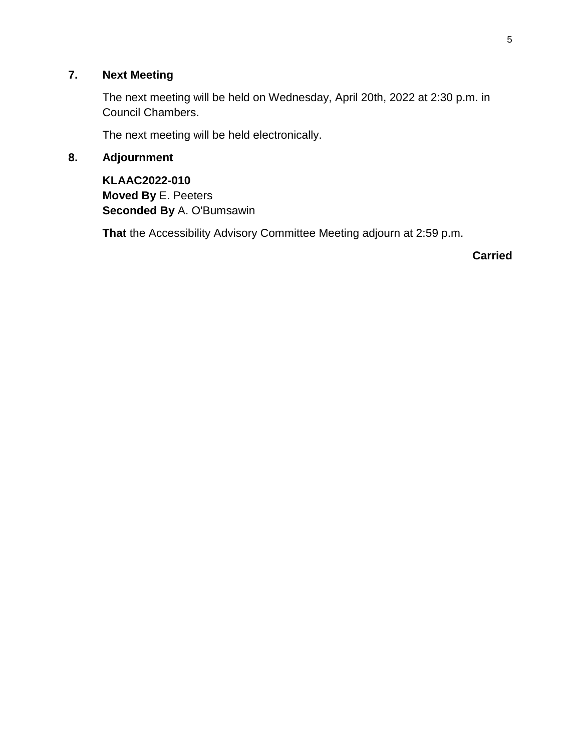## 7. Next Meeting

The next meeting will be held on Wednesday, April 20th, 2022 at 2:30 p.m. in Council Chambers.

The next meeting will be held electronically.

## 8. Adjournment

**KLAAC2022-010**
**Moved By** E. Peeters
**Seconded By** A. O'Bumsawin

**That** the Accessibility Advisory Committee Meeting adjourn at 2:59 p.m.

**Carried**